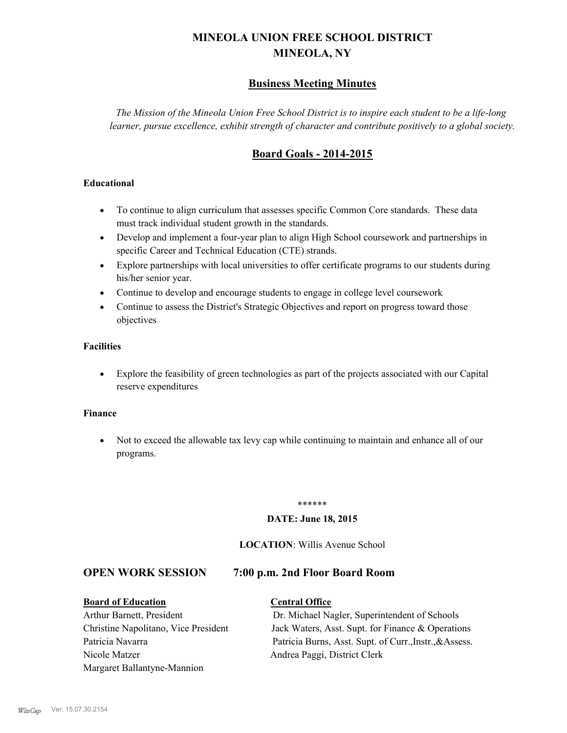# MINEOLA UNION FREE SCHOOL DISTRICT
# MINEOLA, NY

## Business Meeting Minutes

*The Mission of the Mineola Union Free School District is to inspire each student to be a life-long learner, pursue excellence, exhibit strength of character and contribute positively to a global society.*

## Board Goals - 2014-2015

**Educational**

- To continue to align curriculum that assesses specific Common Core standards. These data must track individual student growth in the standards.
- Develop and implement a four-year plan to align High School coursework and partnerships in specific Career and Technical Education (CTE) strands.
- Explore partnerships with local universities to offer certificate programs to our students during his/her senior year.
- Continue to develop and encourage students to engage in college level coursework
- Continue to assess the District's Strategic Objectives and report on progress toward those objectives

**Facilities**

- Explore the feasibility of green technologies as part of the projects associated with our Capital reserve expenditures

**Finance**

- Not to exceed the allowable tax levy cap while continuing to maintain and enhance all of our programs.

******

**DATE: June 18, 2015**

**LOCATION**: Willis Avenue School

## OPEN WORK SESSION 7:00 p.m. 2nd Floor Board Room

| **Board of Education** | **Central Office** |
|---|---|
| Arthur Barnett, President | Dr. Michael Nagler, Superintendent of Schools |
| Christine Napolitano, Vice President | Jack Waters, Asst. Supt. for Finance & Operations |
| Patricia Navarra | Patricia Burns, Asst. Supt. of Curr.,Instr.,&Assess. |
| Nicole Matzer | Andrea Paggi, District Clerk |
| Margaret Ballantyne-Mannion | |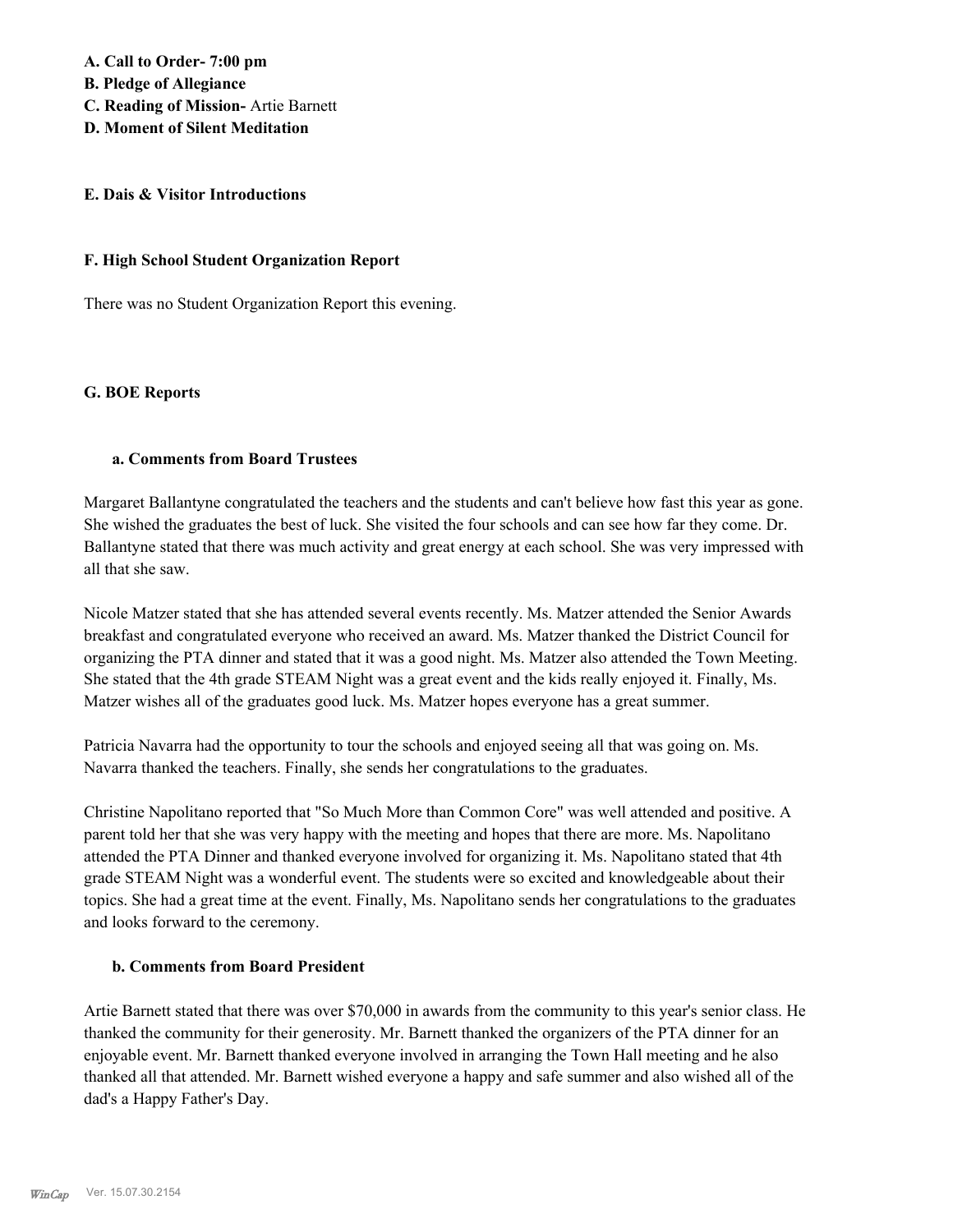**A. Call to Order- 7:00 pm**
**B. Pledge of Allegiance**
**C. Reading of Mission-** Artie Barnett
**D. Moment of Silent Meditation**

**E. Dais & Visitor Introductions**

**F. High School Student Organization Report**

There was no Student Organization Report this evening.

**G. BOE Reports**

**a. Comments from Board Trustees**

Margaret Ballantyne congratulated the teachers and the students and can't believe how fast this year as gone. She wished the graduates the best of luck. She visited the four schools and can see how far they come. Dr. Ballantyne stated that there was much activity and great energy at each school. She was very impressed with all that she saw.

Nicole Matzer stated that she has attended several events recently. Ms. Matzer attended the Senior Awards breakfast and congratulated everyone who received an award. Ms. Matzer thanked the District Council for organizing the PTA dinner and stated that it was a good night. Ms. Matzer also attended the Town Meeting. She stated that the 4th grade STEAM Night was a great event and the kids really enjoyed it. Finally, Ms. Matzer wishes all of the graduates good luck. Ms. Matzer hopes everyone has a great summer.

Patricia Navarra had the opportunity to tour the schools and enjoyed seeing all that was going on. Ms. Navarra thanked the teachers. Finally, she sends her congratulations to the graduates.

Christine Napolitano reported that "So Much More than Common Core" was well attended and positive. A parent told her that she was very happy with the meeting and hopes that there are more. Ms. Napolitano attended the PTA Dinner and thanked everyone involved for organizing it. Ms. Napolitano stated that 4th grade STEAM Night was a wonderful event. The students were so excited and knowledgeable about their topics. She had a great time at the event. Finally, Ms. Napolitano sends her congratulations to the graduates and looks forward to the ceremony.

**b. Comments from Board President**

Artie Barnett stated that there was over $70,000 in awards from the community to this year's senior class. He thanked the community for their generosity. Mr. Barnett thanked the organizers of the PTA dinner for an enjoyable event. Mr. Barnett thanked everyone involved in arranging the Town Hall meeting and he also thanked all that attended. Mr. Barnett wished everyone a happy and safe summer and also wished all of the dad's a Happy Father's Day.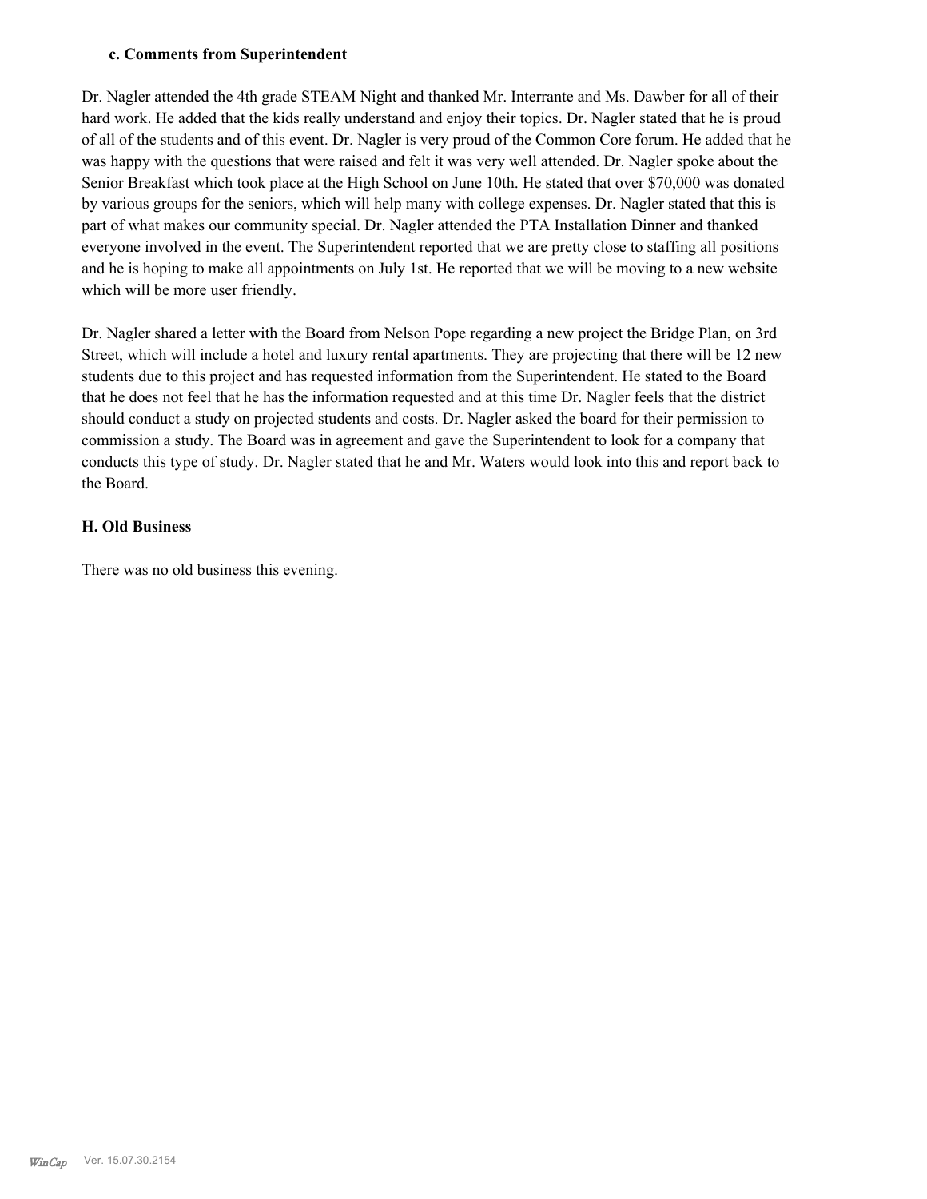### c. Comments from Superintendent

Dr. Nagler attended the 4th grade STEAM Night and thanked Mr. Interrante and Ms. Dawber for all of their hard work. He added that the kids really understand and enjoy their topics. Dr. Nagler stated that he is proud of all of the students and of this event. Dr. Nagler is very proud of the Common Core forum. He added that he was happy with the questions that were raised and felt it was very well attended. Dr. Nagler spoke about the Senior Breakfast which took place at the High School on June 10th. He stated that over $70,000 was donated by various groups for the seniors, which will help many with college expenses. Dr. Nagler stated that this is part of what makes our community special. Dr. Nagler attended the PTA Installation Dinner and thanked everyone involved in the event. The Superintendent reported that we are pretty close to staffing all positions and he is hoping to make all appointments on July 1st. He reported that we will be moving to a new website which will be more user friendly.

Dr. Nagler shared a letter with the Board from Nelson Pope regarding a new project the Bridge Plan, on 3rd Street, which will include a hotel and luxury rental apartments. They are projecting that there will be 12 new students due to this project and has requested information from the Superintendent. He stated to the Board that he does not feel that he has the information requested and at this time Dr. Nagler feels that the district should conduct a study on projected students and costs. Dr. Nagler asked the board for their permission to commission a study. The Board was in agreement and gave the Superintendent to look for a company that conducts this type of study. Dr. Nagler stated that he and Mr. Waters would look into this and report back to the Board.

## H. Old Business

There was no old business this evening.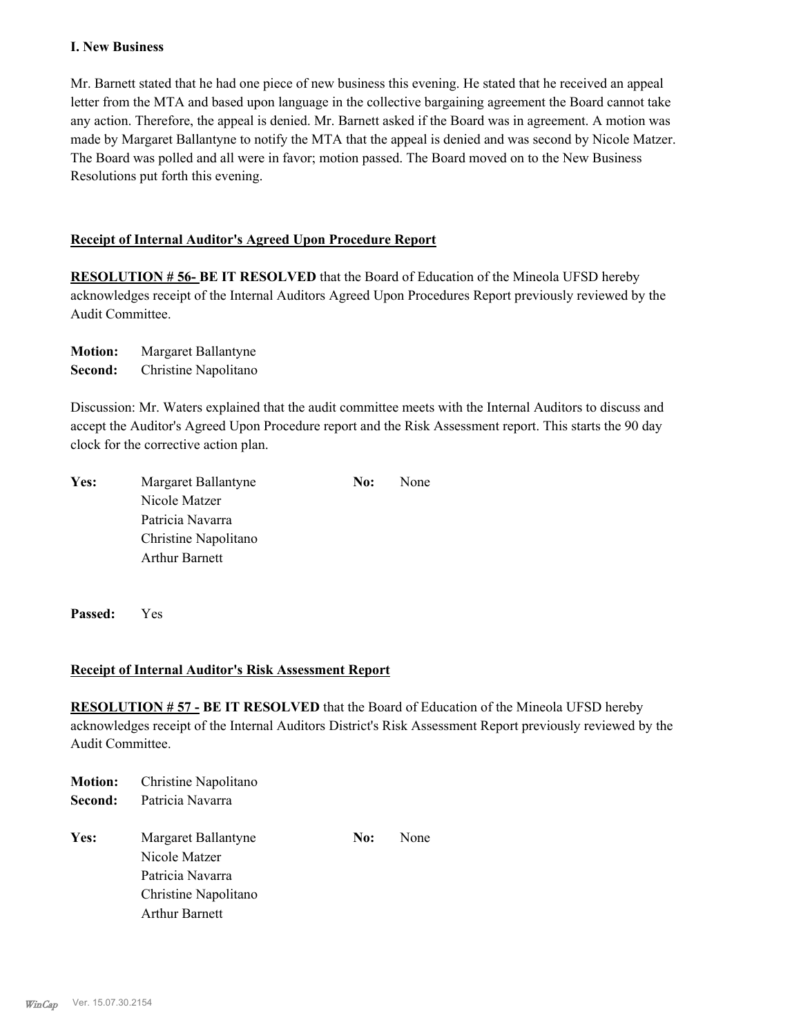**I. New Business**

Mr. Barnett stated that he had one piece of new business this evening. He stated that he received an appeal letter from the MTA and based upon language in the collective bargaining agreement the Board cannot take any action. Therefore, the appeal is denied. Mr. Barnett asked if the Board was in agreement. A motion was made by Margaret Ballantyne to notify the MTA that the appeal is denied and was second by Nicole Matzer. The Board was polled and all were in favor; motion passed. The Board moved on to the New Business Resolutions put forth this evening.

**Receipt of Internal Auditor's Agreed Upon Procedure Report**

**RESOLUTION # 56- BE IT RESOLVED** that the Board of Education of the Mineola UFSD hereby acknowledges receipt of the Internal Auditors Agreed Upon Procedures Report previously reviewed by the Audit Committee.

**Motion:** Margaret Ballantyne
**Second:** Christine Napolitano

Discussion: Mr. Waters explained that the audit committee meets with the Internal Auditors to discuss and accept the Auditor's Agreed Upon Procedure report and the Risk Assessment report. This starts the 90 day clock for the corrective action plan.

| **Yes:** | | **No:** | |
|---|---|---|---|
| | Margaret Ballantyne | | None |
| | Nicole Matzer | | |
| | Patricia Navarra | | |
| | Christine Napolitano | | |
| | Arthur Barnett | | |

**Passed:** Yes

**Receipt of Internal Auditor's Risk Assessment Report**

**RESOLUTION # 57 - BE IT RESOLVED** that the Board of Education of the Mineola UFSD hereby acknowledges receipt of the Internal Auditors District's Risk Assessment Report previously reviewed by the Audit Committee.

**Motion:** Christine Napolitano
**Second:** Patricia Navarra

| **Yes:** | | **No:** | |
|---|---|---|---|
| | Margaret Ballantyne | | None |
| | Nicole Matzer | | |
| | Patricia Navarra | | |
| | Christine Napolitano | | |
| | Arthur Barnett | | |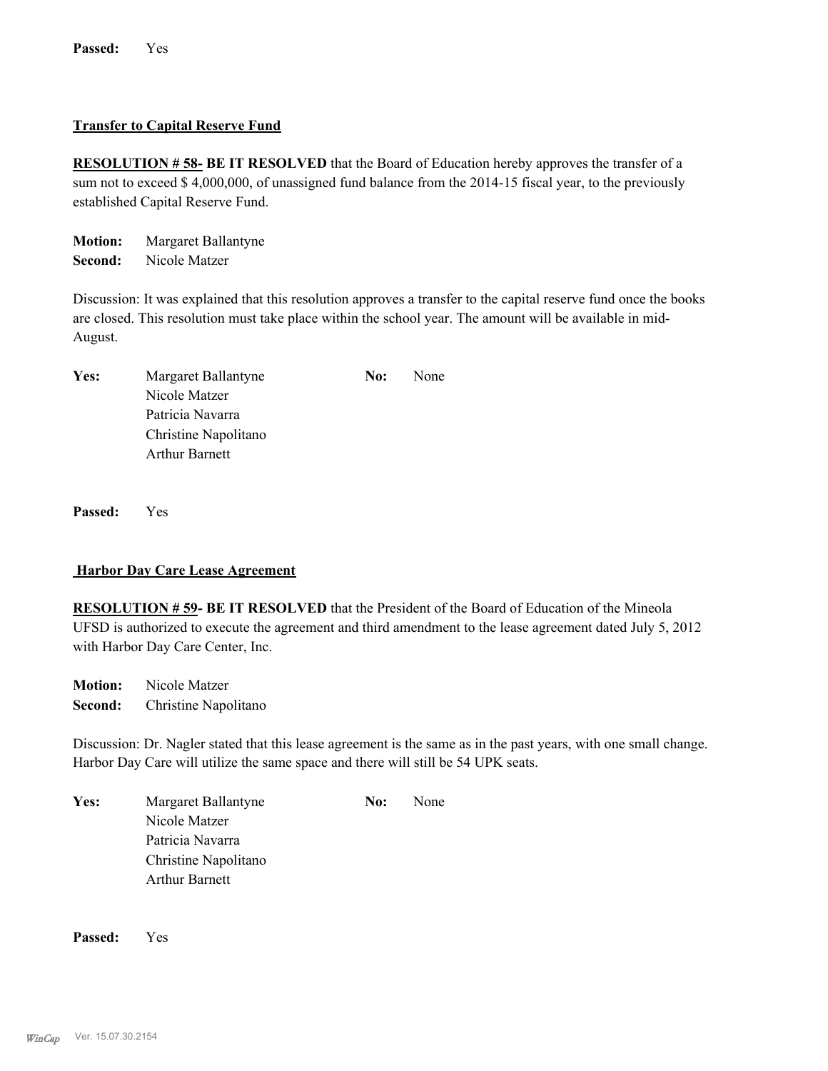**Passed:** Yes

**Transfer to Capital Reserve Fund**

**RESOLUTION # 58- BE IT RESOLVED** that the Board of Education hereby approves the transfer of a sum not to exceed $ 4,000,000, of unassigned fund balance from the 2014-15 fiscal year, to the previously established Capital Reserve Fund.

**Motion:** Margaret Ballantyne
**Second:** Nicole Matzer

Discussion: It was explained that this resolution approves a transfer to the capital reserve fund once the books are closed. This resolution must take place within the school year. The amount will be available in mid-August.

| **Yes:** | | **No:** | |
|---|---|---|---|
| | Margaret Ballantyne | | None |
| | Nicole Matzer | | |
| | Patricia Navarra | | |
| | Christine Napolitano | | |
| | Arthur Barnett | | |

**Passed:** Yes

**Harbor Day Care Lease Agreement**

**RESOLUTION # 59- BE IT RESOLVED** that the President of the Board of Education of the Mineola UFSD is authorized to execute the agreement and third amendment to the lease agreement dated July 5, 2012 with Harbor Day Care Center, Inc.

**Motion:** Nicole Matzer
**Second:** Christine Napolitano

Discussion: Dr. Nagler stated that this lease agreement is the same as in the past years, with one small change. Harbor Day Care will utilize the same space and there will still be 54 UPK seats.

| **Yes:** | | **No:** | |
|---|---|---|---|
| | Margaret Ballantyne | | None |
| | Nicole Matzer | | |
| | Patricia Navarra | | |
| | Christine Napolitano | | |
| | Arthur Barnett | | |

**Passed:** Yes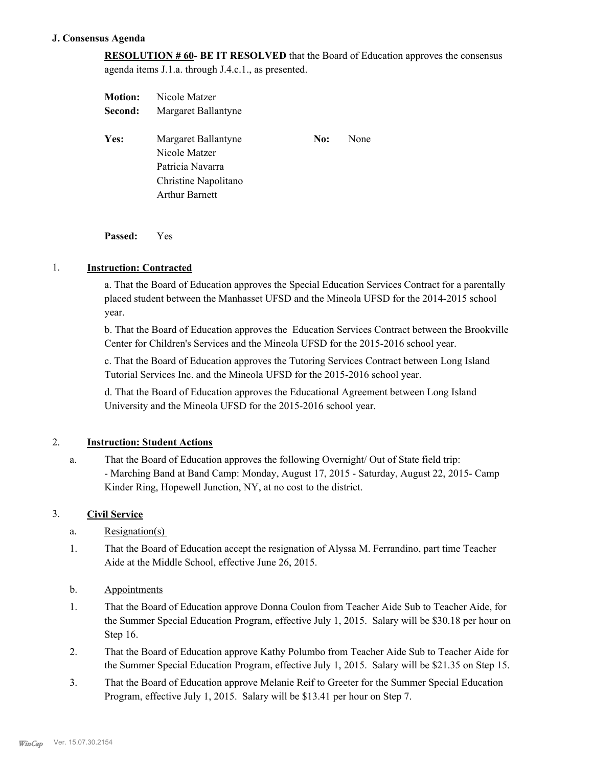### J. Consensus Agenda

**RESOLUTION # 60- BE IT RESOLVED** that the Board of Education approves the consensus agenda items J.1.a. through J.4.c.1., as presented.

**Motion:** Nicole Matzer
**Second:** Margaret Ballantyne

**Yes:** Margaret Ballantyne
Nicole Matzer
Patricia Navarra
Christine Napolitano
Arthur Barnett

**No:** None

**Passed:** Yes

1. **Instruction: Contracted**

a. That the Board of Education approves the Special Education Services Contract for a parentally placed student between the Manhasset UFSD and the Mineola UFSD for the 2014-2015 school year.

b. That the Board of Education approves the Education Services Contract between the Brookville Center for Children's Services and the Mineola UFSD for the 2015-2016 school year.

c. That the Board of Education approves the Tutoring Services Contract between Long Island Tutorial Services Inc. and the Mineola UFSD for the 2015-2016 school year.

d. That the Board of Education approves the Educational Agreement between Long Island University and the Mineola UFSD for the 2015-2016 school year.

2. **Instruction: Student Actions**

a. That the Board of Education approves the following Overnight/ Out of State field trip:
- Marching Band at Band Camp: Monday, August 17, 2015 - Saturday, August 22, 2015- Camp Kinder Ring, Hopewell Junction, NY, at no cost to the district.

3. **Civil Service**

a. Resignation(s)

1. That the Board of Education accept the resignation of Alyssa M. Ferrandino, part time Teacher Aide at the Middle School, effective June 26, 2015.

b. Appointments

1. That the Board of Education approve Donna Coulon from Teacher Aide Sub to Teacher Aide, for the Summer Special Education Program, effective July 1, 2015. Salary will be $30.18 per hour on Step 16.

2. That the Board of Education approve Kathy Polumbo from Teacher Aide Sub to Teacher Aide for the Summer Special Education Program, effective July 1, 2015. Salary will be $21.35 on Step 15.

3. That the Board of Education approve Melanie Reif to Greeter for the Summer Special Education Program, effective July 1, 2015. Salary will be $13.41 per hour on Step 7.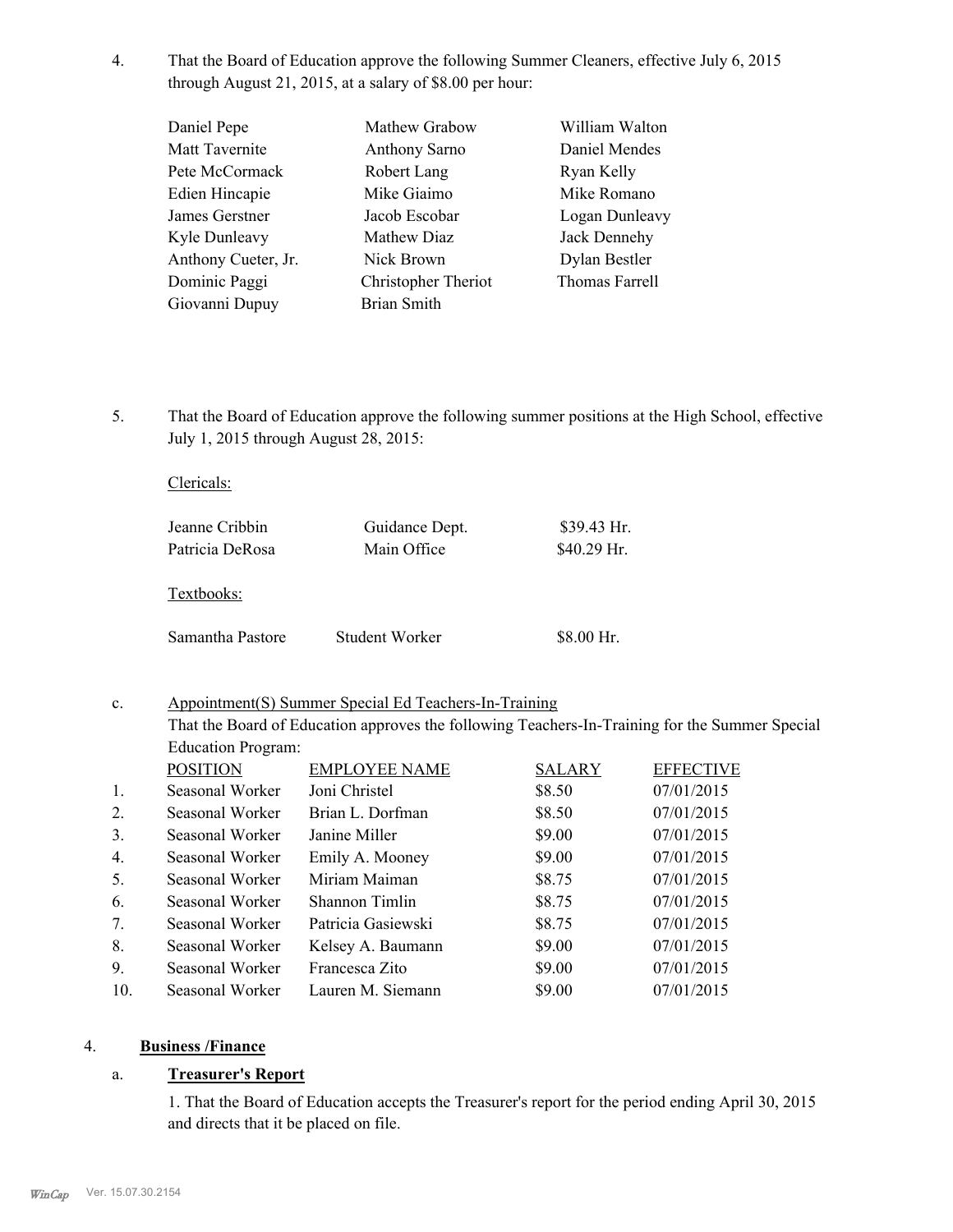4. That the Board of Education approve the following Summer Cleaners, effective July 6, 2015 through August 21, 2015, at a salary of $8.00 per hour:

| | | |
|---|---|---|
| Daniel Pepe | Mathew Grabow | William Walton |
| Matt Tavernite | Anthony Sarno | Daniel Mendes |
| Pete McCormack | Robert Lang | Ryan Kelly |
| Edien Hincapie | Mike Giaimo | Mike Romano |
| James Gerstner | Jacob Escobar | Logan Dunleavy |
| Kyle Dunleavy | Mathew Diaz | Jack Dennehy |
| Anthony Cueter, Jr. | Nick Brown | Dylan Bestler |
| Dominic Paggi | Christopher Theriot | Thomas Farrell |
| Giovanni Dupuy | Brian Smith | |

5. That the Board of Education approve the following summer positions at the High School, effective July 1, 2015 through August 28, 2015:

Clericals:

| | | |
|---|---|---|
| Jeanne Cribbin | Guidance Dept. | $39.43 Hr. |
| Patricia DeRosa | Main Office | $40.29 Hr. |

Textbooks:

| | | |
|---|---|---|
| Samantha Pastore | Student Worker | $8.00 Hr. |

c. Appointment(S) Summer Special Ed Teachers-In-Training

That the Board of Education approves the following Teachers-In-Training for the Summer Special Education Program:

| | POSITION | EMPLOYEE NAME | SALARY | EFFECTIVE |
|---|---|---|---|---|
| 1. | Seasonal Worker | Joni Christel | $8.50 | 07/01/2015 |
| 2. | Seasonal Worker | Brian L. Dorfman | $8.50 | 07/01/2015 |
| 3. | Seasonal Worker | Janine Miller | $9.00 | 07/01/2015 |
| 4. | Seasonal Worker | Emily A. Mooney | $9.00 | 07/01/2015 |
| 5. | Seasonal Worker | Miriam Maiman | $8.75 | 07/01/2015 |
| 6. | Seasonal Worker | Shannon Timlin | $8.75 | 07/01/2015 |
| 7. | Seasonal Worker | Patricia Gasiewski | $8.75 | 07/01/2015 |
| 8. | Seasonal Worker | Kelsey A. Baumann | $9.00 | 07/01/2015 |
| 9. | Seasonal Worker | Francesca Zito | $9.00 | 07/01/2015 |
| 10. | Seasonal Worker | Lauren M. Siemann | $9.00 | 07/01/2015 |

4. **Business /Finance**

a. **Treasurer's Report**

1. That the Board of Education accepts the Treasurer's report for the period ending April 30, 2015 and directs that it be placed on file.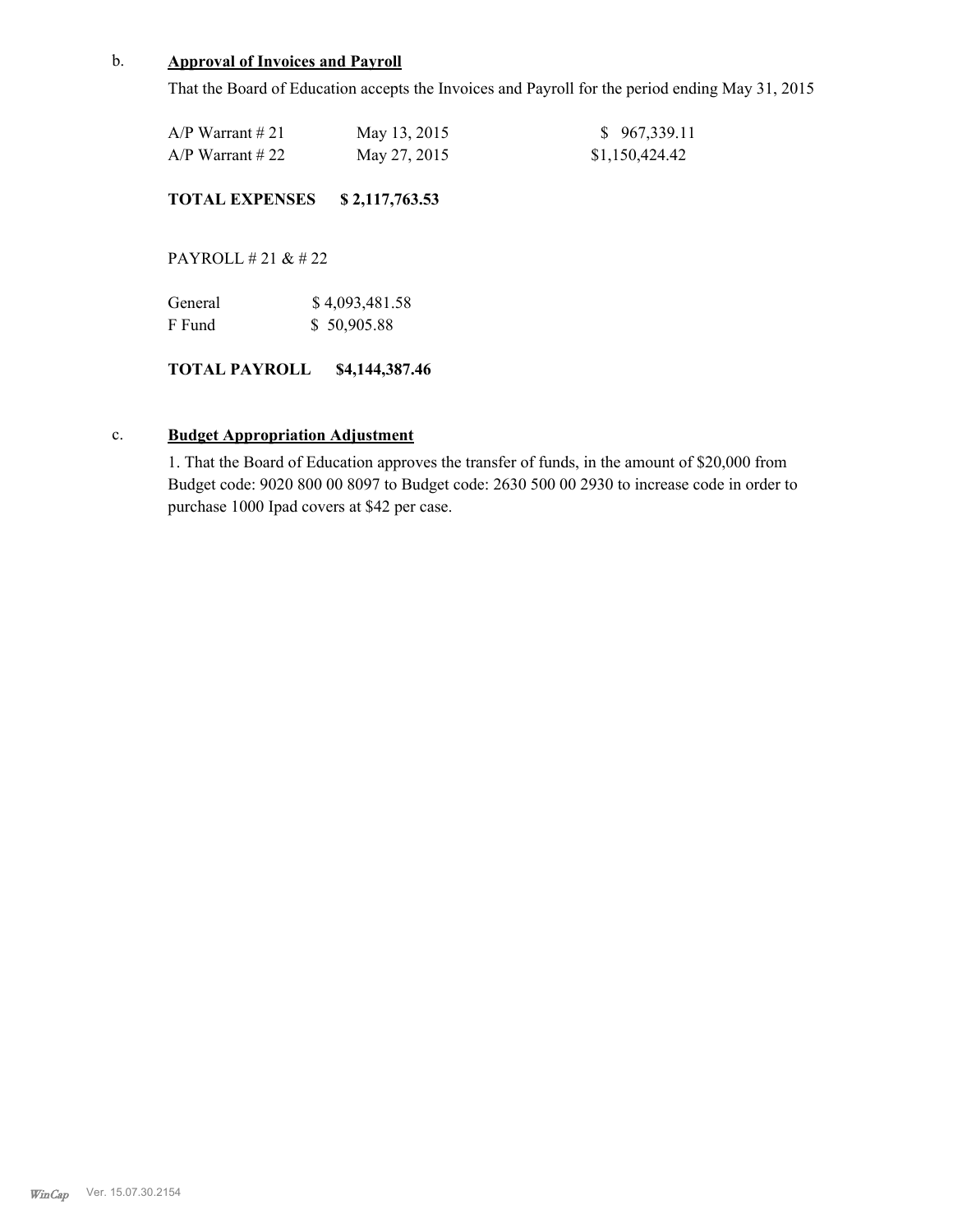b. **<u>Approval of Invoices and Payroll</u>**

That the Board of Education accepts the Invoices and Payroll for the period ending May 31, 2015

| | | |
|---|---|---|
| A/P Warrant # 21 | May 13, 2015 | $ 967,339.11 |
| A/P Warrant # 22 | May 27, 2015 | $1,150,424.42 |

**TOTAL EXPENSES $ 2,117,763.53**

PAYROLL # 21 & # 22

| | |
|---|---|
| General | $ 4,093,481.58 |
| F Fund | $ 50,905.88 |

**TOTAL PAYROLL $4,144,387.46**

c. **<u>Budget Appropriation Adjustment</u>**

1. That the Board of Education approves the transfer of funds, in the amount of $20,000 from Budget code: 9020 800 00 8097 to Budget code: 2630 500 00 2930 to increase code in order to purchase 1000 Ipad covers at $42 per case.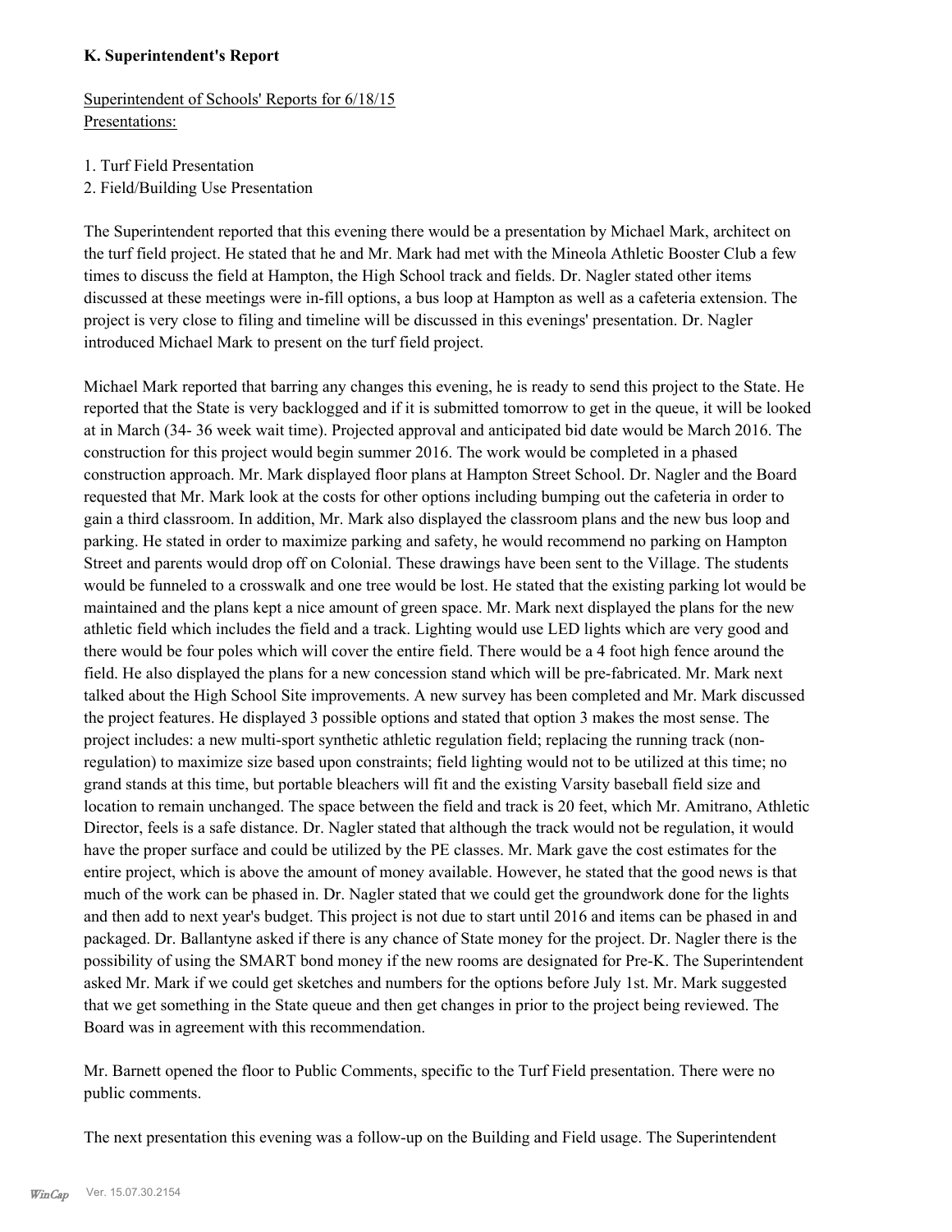**K. Superintendent's Report**

Superintendent of Schools' Reports for 6/18/15
Presentations:

1. Turf Field Presentation
2. Field/Building Use Presentation

The Superintendent reported that this evening there would be a presentation by Michael Mark, architect on the turf field project. He stated that he and Mr. Mark had met with the Mineola Athletic Booster Club a few times to discuss the field at Hampton, the High School track and fields. Dr. Nagler stated other items discussed at these meetings were in-fill options, a bus loop at Hampton as well as a cafeteria extension. The project is very close to filing and timeline will be discussed in this evenings' presentation. Dr. Nagler introduced Michael Mark to present on the turf field project.

Michael Mark reported that barring any changes this evening, he is ready to send this project to the State. He reported that the State is very backlogged and if it is submitted tomorrow to get in the queue, it will be looked at in March (34- 36 week wait time). Projected approval and anticipated bid date would be March 2016. The construction for this project would begin summer 2016. The work would be completed in a phased construction approach. Mr. Mark displayed floor plans at Hampton Street School. Dr. Nagler and the Board requested that Mr. Mark look at the costs for other options including bumping out the cafeteria in order to gain a third classroom. In addition, Mr. Mark also displayed the classroom plans and the new bus loop and parking. He stated in order to maximize parking and safety, he would recommend no parking on Hampton Street and parents would drop off on Colonial. These drawings have been sent to the Village. The students would be funneled to a crosswalk and one tree would be lost. He stated that the existing parking lot would be maintained and the plans kept a nice amount of green space. Mr. Mark next displayed the plans for the new athletic field which includes the field and a track. Lighting would use LED lights which are very good and there would be four poles which will cover the entire field. There would be a 4 foot high fence around the field. He also displayed the plans for a new concession stand which will be pre-fabricated. Mr. Mark next talked about the High School Site improvements. A new survey has been completed and Mr. Mark discussed the project features. He displayed 3 possible options and stated that option 3 makes the most sense. The project includes: a new multi-sport synthetic athletic regulation field; replacing the running track (non-regulation) to maximize size based upon constraints; field lighting would not to be utilized at this time; no grand stands at this time, but portable bleachers will fit and the existing Varsity baseball field size and location to remain unchanged. The space between the field and track is 20 feet, which Mr. Amitrano, Athletic Director, feels is a safe distance. Dr. Nagler stated that although the track would not be regulation, it would have the proper surface and could be utilized by the PE classes. Mr. Mark gave the cost estimates for the entire project, which is above the amount of money available. However, he stated that the good news is that much of the work can be phased in. Dr. Nagler stated that we could get the groundwork done for the lights and then add to next year's budget. This project is not due to start until 2016 and items can be phased in and packaged. Dr. Ballantyne asked if there is any chance of State money for the project. Dr. Nagler there is the possibility of using the SMART bond money if the new rooms are designated for Pre-K. The Superintendent asked Mr. Mark if we could get sketches and numbers for the options before July 1st. Mr. Mark suggested that we get something in the State queue and then get changes in prior to the project being reviewed. The Board was in agreement with this recommendation.

Mr. Barnett opened the floor to Public Comments, specific to the Turf Field presentation. There were no public comments.

The next presentation this evening was a follow-up on the Building and Field usage. The Superintendent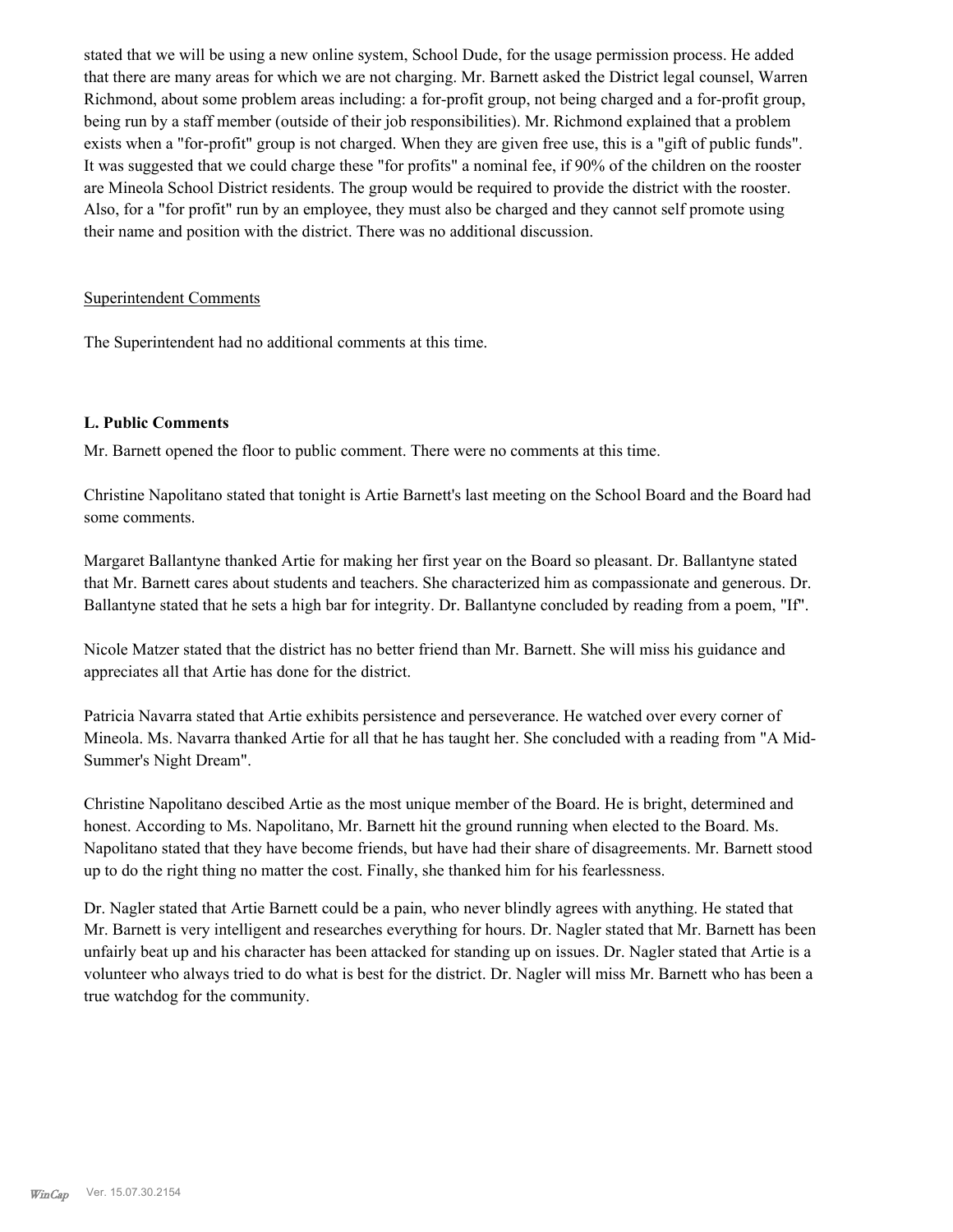stated that we will be using a new online system, School Dude, for the usage permission process. He added that there are many areas for which we are not charging. Mr. Barnett asked the District legal counsel, Warren Richmond, about some problem areas including: a for-profit group, not being charged and a for-profit group, being run by a staff member (outside of their job responsibilities). Mr. Richmond explained that a problem exists when a "for-profit" group is not charged. When they are given free use, this is a "gift of public funds". It was suggested that we could charge these "for profits" a nominal fee, if 90% of the children on the rooster are Mineola School District residents. The group would be required to provide the district with the rooster. Also, for a "for profit" run by an employee, they must also be charged and they cannot self promote using their name and position with the district. There was no additional discussion.

Superintendent Comments

The Superintendent had no additional comments at this time.

**L. Public Comments**

Mr. Barnett opened the floor to public comment. There were no comments at this time.

Christine Napolitano stated that tonight is Artie Barnett's last meeting on the School Board and the Board had some comments.

Margaret Ballantyne thanked Artie for making her first year on the Board so pleasant. Dr. Ballantyne stated that Mr. Barnett cares about students and teachers. She characterized him as compassionate and generous. Dr. Ballantyne stated that he sets a high bar for integrity. Dr. Ballantyne concluded by reading from a poem, "If".

Nicole Matzer stated that the district has no better friend than Mr. Barnett. She will miss his guidance and appreciates all that Artie has done for the district.

Patricia Navarra stated that Artie exhibits persistence and perseverance. He watched over every corner of Mineola. Ms. Navarra thanked Artie for all that he has taught her. She concluded with a reading from "A Mid-Summer's Night Dream".

Christine Napolitano descibed Artie as the most unique member of the Board. He is bright, determined and honest. According to Ms. Napolitano, Mr. Barnett hit the ground running when elected to the Board. Ms. Napolitano stated that they have become friends, but have had their share of disagreements. Mr. Barnett stood up to do the right thing no matter the cost. Finally, she thanked him for his fearlessness.

Dr. Nagler stated that Artie Barnett could be a pain, who never blindly agrees with anything. He stated that Mr. Barnett is very intelligent and researches everything for hours. Dr. Nagler stated that Mr. Barnett has been unfairly beat up and his character has been attacked for standing up on issues. Dr. Nagler stated that Artie is a volunteer who always tried to do what is best for the district. Dr. Nagler will miss Mr. Barnett who has been a true watchdog for the community.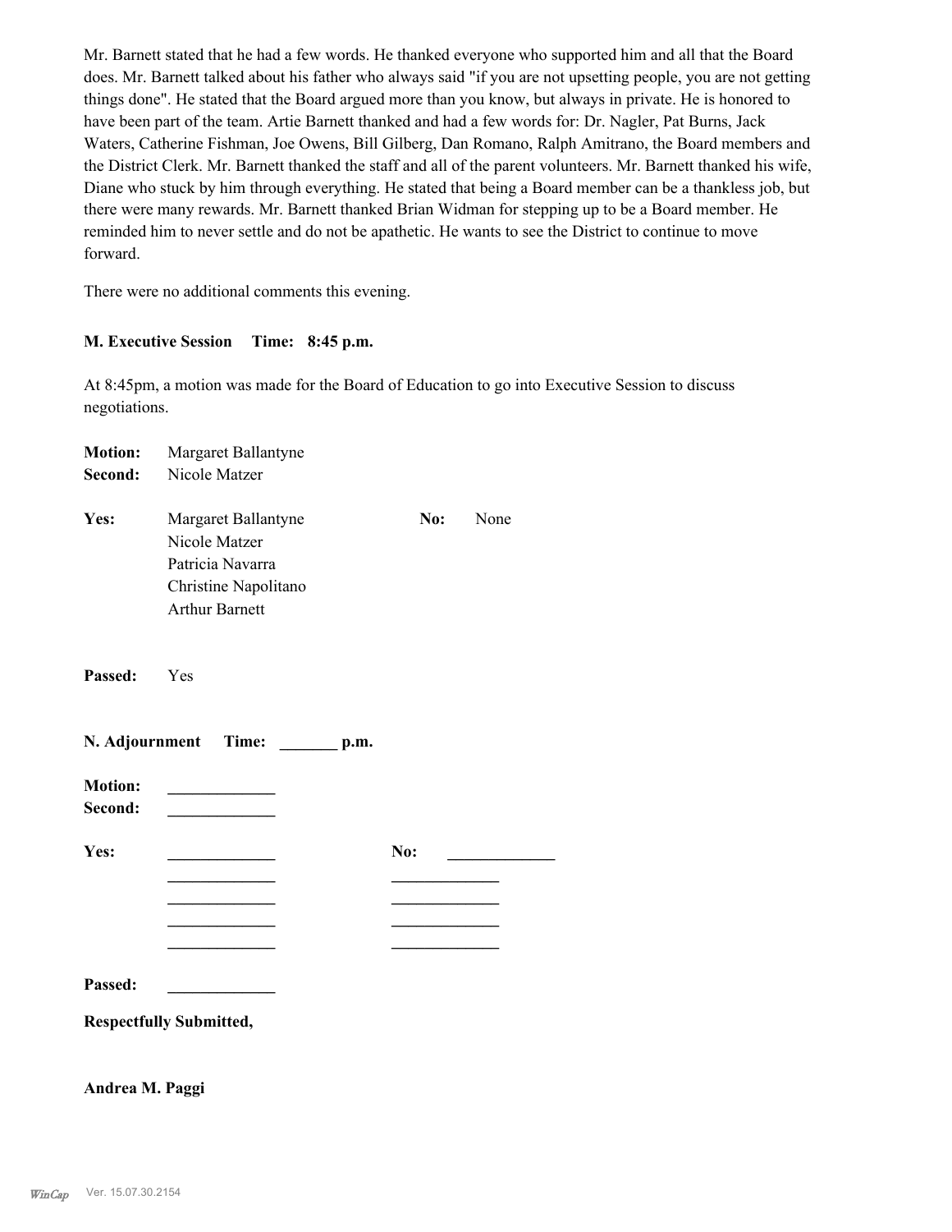Mr. Barnett stated that he had a few words. He thanked everyone who supported him and all that the Board does. Mr. Barnett talked about his father who always said "if you are not upsetting people, you are not getting things done". He stated that the Board argued more than you know, but always in private. He is honored to have been part of the team. Artie Barnett thanked and had a few words for: Dr. Nagler, Pat Burns, Jack Waters, Catherine Fishman, Joe Owens, Bill Gilberg, Dan Romano, Ralph Amitrano, the Board members and the District Clerk. Mr. Barnett thanked the staff and all of the parent volunteers. Mr. Barnett thankled his wife, Diane who stuck by him through everything. He stated that being a Board member can be a thankless job, but there were many rewards. Mr. Barnett thanked Brian Widman for stepping up to be a Board member. He reminded him to never settle and do not be apathetic. He wants to see the District to continue to move forward.

There were no additional comments this evening.

**M. Executive Session Time: 8:45 p.m.**

At 8:45pm, a motion was made for the Board of Education to go into Executive Session to discuss negotiations.

**Motion:** Margaret Ballantyne
**Second:** Nicole Matzer

**Yes:** Margaret Ballantyne
Nicole Matzer
Patricia Navarra
Christine Napolitano
Arthur Barnett

**No:** None

**Passed:** Yes

**N. Adjournment Time: _______ p.m.**

**Motion:** _____________
**Second:** _____________

**Yes:** _____________ **No:** _____________
_____________ _____________
_____________ _____________
_____________ _____________
_____________ _____________

**Passed:** _____________

**Respectfully Submitted,**

**Andrea M. Paggi**